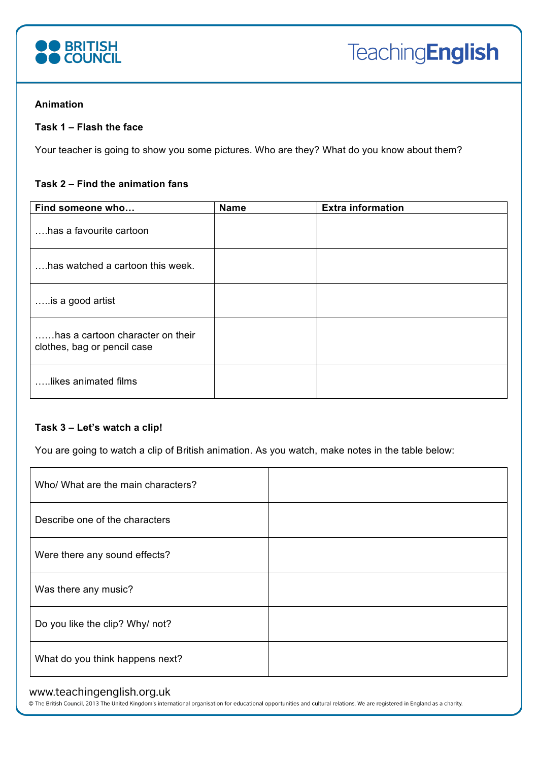**Animation**

**Task 1 – Flash the face**

Your teacher is going to show you some pictures. Who are they? What do you know about them?

**Task 2 – Find the animation fans**

| Find someone who… | Name | Extra information |
|---|---|---|
| ….has a favourite cartoon | | |
| ….has watched a cartoon this week. | | |
| …..is a good artist | | |
| ……has a cartoon character on their clothes, bag or pencil case | | |
| …..likes animated films | | |

**Task 3 – Let's watch a clip!**

You are going to watch a clip of British animation. As you watch, make notes in the table below:

| | |
|---|---|
| Who/ What are the main characters? | |
| Describe one of the characters | |
| Were there any sound effects? | |
| Was there any music? | |
| Do you like the clip? Why/ not? | |
| What do you think happens next? | |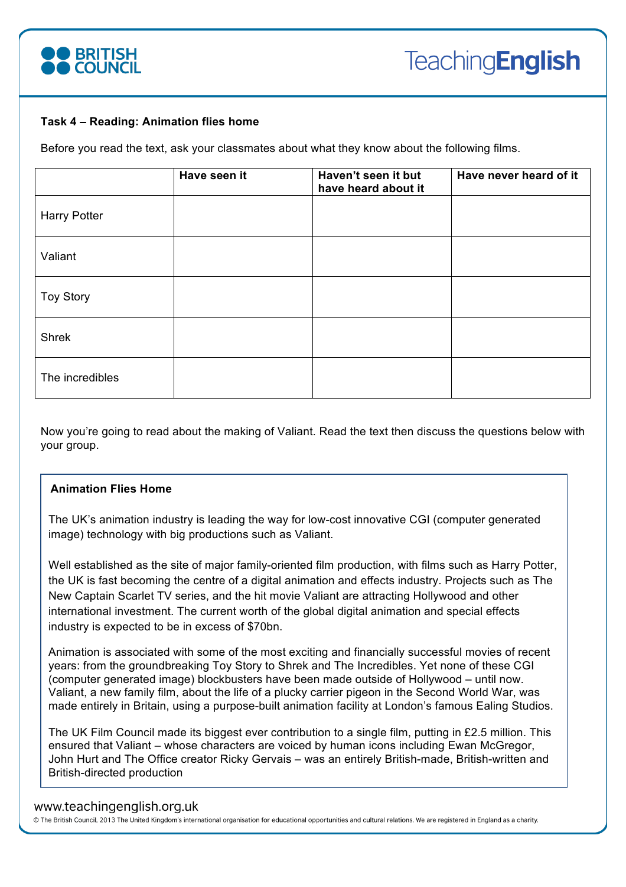**Task 4 – Reading: Animation flies home**

Before you read the text, ask your classmates about what they know about the following films.

| | Have seen it | Haven't seen it but have heard about it | Have never heard of it |
|---|---|---|---|
| Harry Potter | | | |
| Valiant | | | |
| Toy Story | | | |
| Shrek | | | |
| The incredibles | | | |

Now you're going to read about the making of Valiant. Read the text then discuss the questions below with your group.

**Animation Flies Home**

The UK's animation industry is leading the way for low-cost innovative CGI (computer generated image) technology with big productions such as Valiant.

Well established as the site of major family-oriented film production, with films such as Harry Potter, the UK is fast becoming the centre of a digital animation and effects industry. Projects such as The New Captain Scarlet TV series, and the hit movie Valiant are attracting Hollywood and other international investment. The current worth of the global digital animation and special effects industry is expected to be in excess of $70bn.

Animation is associated with some of the most exciting and financially successful movies of recent years: from the groundbreaking Toy Story to Shrek and The Incredibles. Yet none of these CGI (computer generated image) blockbusters have been made outside of Hollywood – until now. Valiant, a new family film, about the life of a plucky carrier pigeon in the Second World War, was made entirely in Britain, using a purpose-built animation facility at London's famous Ealing Studios.

The UK Film Council made its biggest ever contribution to a single film, putting in £2.5 million. This ensured that Valiant – whose characters are voiced by human icons including Ewan McGregor, John Hurt and The Office creator Ricky Gervais – was an entirely British-made, British-written and British-directed production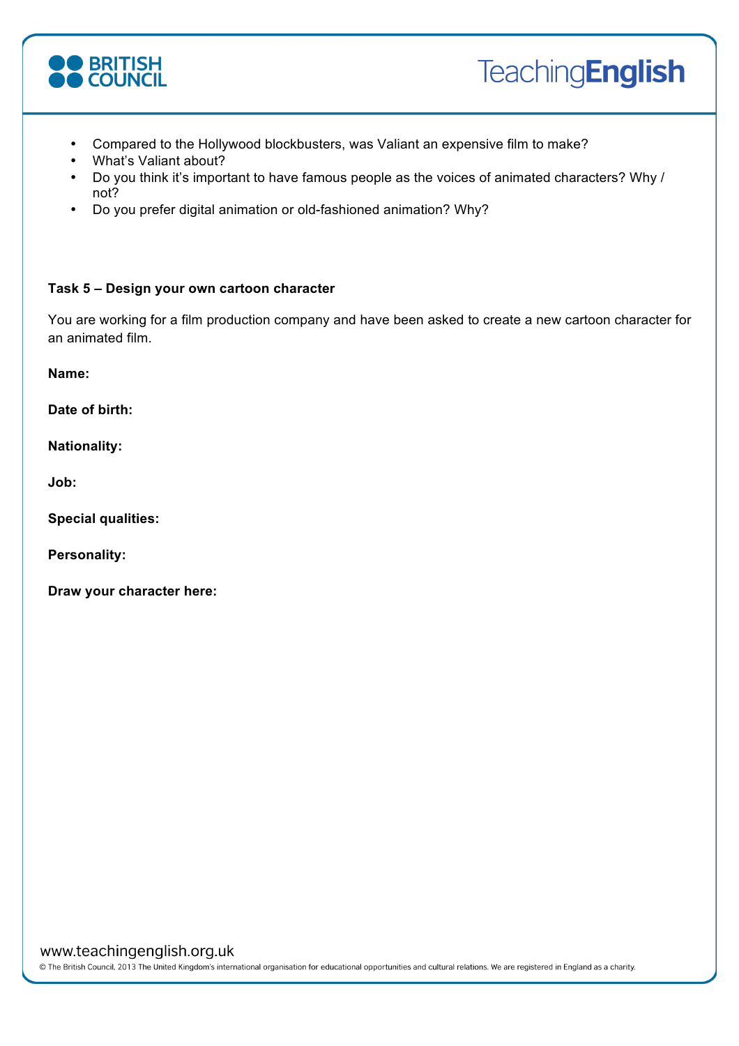- Compared to the Hollywood blockbusters, was Valiant an expensive film to make?
- What's Valiant about?
- Do you think it's important to have famous people as the voices of animated characters? Why / not?
- Do you prefer digital animation or old-fashioned animation? Why?

**Task 5 – Design your own cartoon character**

You are working for a film production company and have been asked to create a new cartoon character for an animated film.

**Name:**

**Date of birth:**

**Nationality:**

**Job:**

**Special qualities:**

**Personality:**

**Draw your character here:**